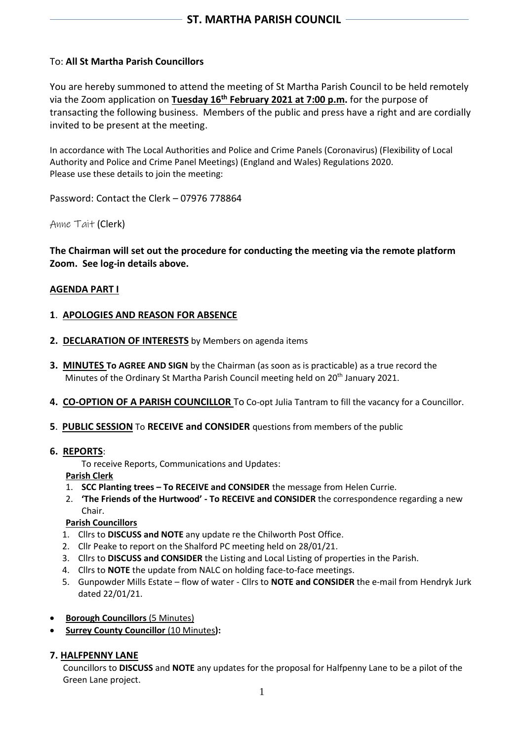# ST. MARTHA PARISH COUNCIL

To: **All St Martha Parish Councillors**

You are hereby summoned to attend the meeting of St Martha Parish Council to be held remotely via the Zoom application on **Tuesday 16th February 2021 at 7:00 p.m.** for the purpose of transacting the following business. Members of the public and press have a right and are cordially invited to be present at the meeting.

In accordance with The Local Authorities and Police and Crime Panels (Coronavirus) (Flexibility of Local Authority and Police and Crime Panel Meetings) (England and Wales) Regulations 2020.
Please use these details to join the meeting:

Password: Contact the Clerk – 07976 778864

Anne Tait (Clerk)

**The Chairman will set out the procedure for conducting the meeting via the remote platform Zoom. See log-in details above.**

## AGENDA PART I

**1**. **APOLOGIES AND REASON FOR ABSENCE**

**2. DECLARATION OF INTERESTS** by Members on agenda items

**3. MINUTES To AGREE AND SIGN** by the Chairman (as soon as is practicable) as a true record the Minutes of the Ordinary St Martha Parish Council meeting held on 20th January 2021.

**4. CO-OPTION OF A PARISH COUNCILLOR** To Co-opt Julia Tantram to fill the vacancy for a Councillor.

**5**. **PUBLIC SESSION** To **RECEIVE and CONSIDER** questions from members of the public

**6. REPORTS**:

To receive Reports, Communications and Updates:

**Parish Clerk**

1. **SCC Planting trees – To RECEIVE and CONSIDER** the message from Helen Currie.
2. **'The Friends of the Hurtwood' - To RECEIVE and CONSIDER** the correspondence regarding a new Chair.

**Parish Councillors**

1. Cllrs to **DISCUSS and NOTE** any update re the Chilworth Post Office.
2. Cllr Peake to report on the Shalford PC meeting held on 28/01/21.
3. Cllrs to **DISCUSS and CONSIDER** the Listing and Local Listing of properties in the Parish.
4. Cllrs to **NOTE** the update from NALC on holding face-to-face meetings.
5. Gunpowder Mills Estate – flow of water - Cllrs to **NOTE and CONSIDER** the e-mail from Hendryk Jurk dated 22/01/21.

- **Borough Councillors** (5 Minutes)
- **Surrey County Councillor** (10 Minutes**):**

**7. HALFPENNY LANE**

Councillors to **DISCUSS** and **NOTE** any updates for the proposal for Halfpenny Lane to be a pilot of the Green Lane project.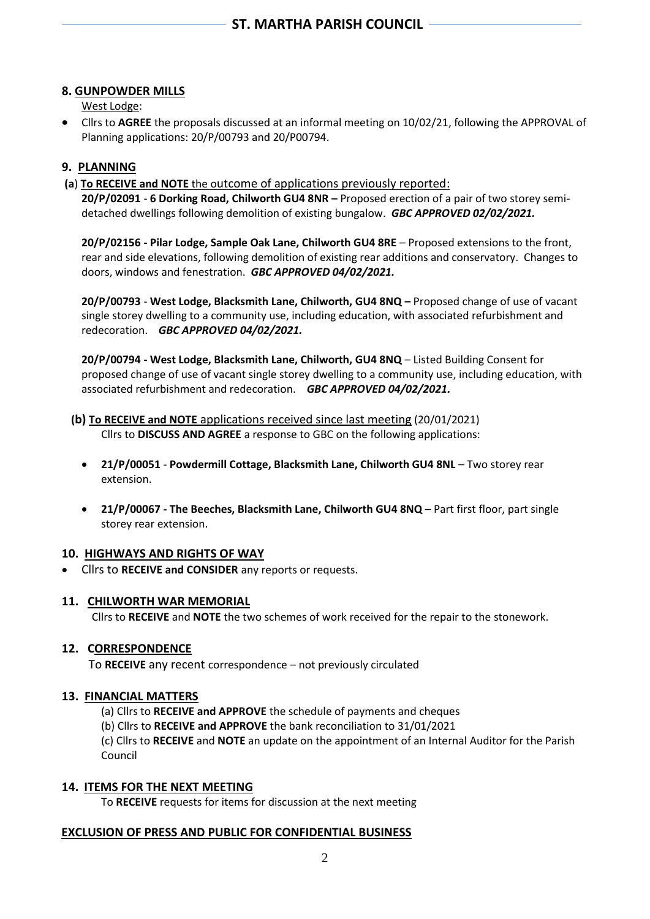## 8. GUNPOWDER MILLS

West Lodge:

- Cllrs to **AGREE** the proposals discussed at an informal meeting on 10/02/21, following the APPROVAL of Planning applications: 20/P/00793 and 20/P00794.

## 9. PLANNING

**(a) To RECEIVE and NOTE** the outcome of applications previously reported:

**20/P/02091** - **6 Dorking Road, Chilworth GU4 8NR –** Proposed erection of a pair of two storey semi-detached dwellings following demolition of existing bungalow. ***GBC APPROVED 02/02/2021.***

**20/P/02156 - Pilar Lodge, Sample Oak Lane, Chilworth GU4 8RE** – Proposed extensions to the front, rear and side elevations, following demolition of existing rear additions and conservatory. Changes to doors, windows and fenestration. ***GBC APPROVED 04/02/2021.***

**20/P/00793** - **West Lodge, Blacksmith Lane, Chilworth, GU4 8NQ –** Proposed change of use of vacant single storey dwelling to a community use, including education, with associated refurbishment and redecoration. ***GBC APPROVED 04/02/2021.***

**20/P/00794 - West Lodge, Blacksmith Lane, Chilworth, GU4 8NQ** – Listed Building Consent for proposed change of use of vacant single storey dwelling to a community use, including education, with associated refurbishment and redecoration. ***GBC APPROVED 04/02/2021.***

**(b) To RECEIVE and NOTE** applications received since last meeting (20/01/2021)

Cllrs to **DISCUSS AND AGREE** a response to GBC on the following applications:

- **21/P/00051** - **Powdermill Cottage, Blacksmith Lane, Chilworth GU4 8NL** – Two storey rear extension.
- **21/P/00067 - The Beeches, Blacksmith Lane, Chilworth GU4 8NQ** – Part first floor, part single storey rear extension.

## 10. HIGHWAYS AND RIGHTS OF WAY

- Cllrs to **RECEIVE and CONSIDER** any reports or requests.

## 11. CHILWORTH WAR MEMORIAL

Cllrs to **RECEIVE** and **NOTE** the two schemes of work received for the repair to the stonework.

## 12. CORRESPONDENCE

To **RECEIVE** any recent correspondence – not previously circulated

## 13. FINANCIAL MATTERS

(a) Cllrs to **RECEIVE and APPROVE** the schedule of payments and cheques

(b) Cllrs to **RECEIVE and APPROVE** the bank reconciliation to 31/01/2021

(c) Cllrs to **RECEIVE** and **NOTE** an update on the appointment of an Internal Auditor for the Parish Council

## 14. ITEMS FOR THE NEXT MEETING

To **RECEIVE** requests for items for discussion at the next meeting

## EXCLUSION OF PRESS AND PUBLIC FOR CONFIDENTIAL BUSINESS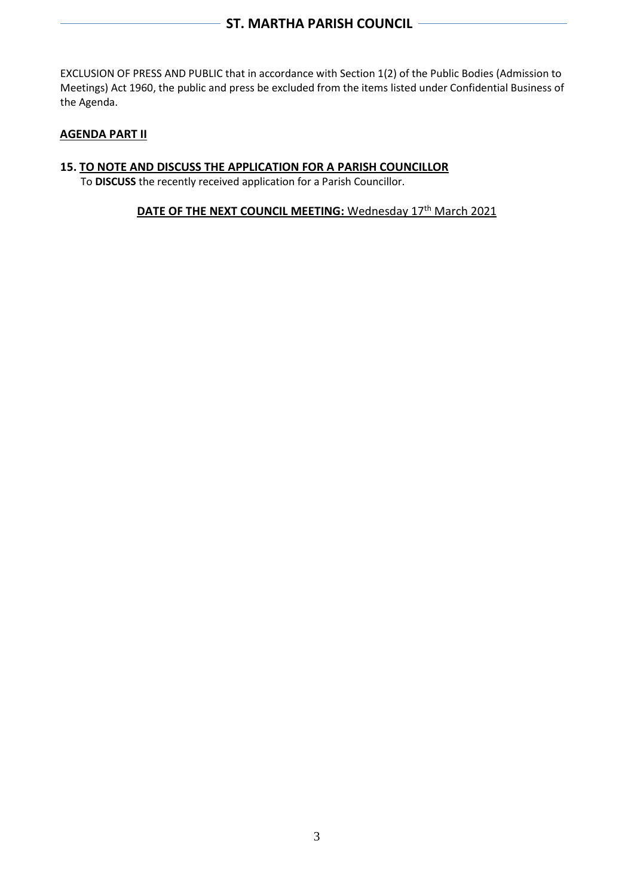EXCLUSION OF PRESS AND PUBLIC that in accordance with Section 1(2) of the Public Bodies (Admission to Meetings) Act 1960, the public and press be excluded from the items listed under Confidential Business of the Agenda.

**AGENDA PART II**

**15. TO NOTE AND DISCUSS THE APPLICATION FOR A PARISH COUNCILLOR**

To **DISCUSS** the recently received application for a Parish Councillor.

**DATE OF THE NEXT COUNCIL MEETING:** Wednesday 17th March 2021